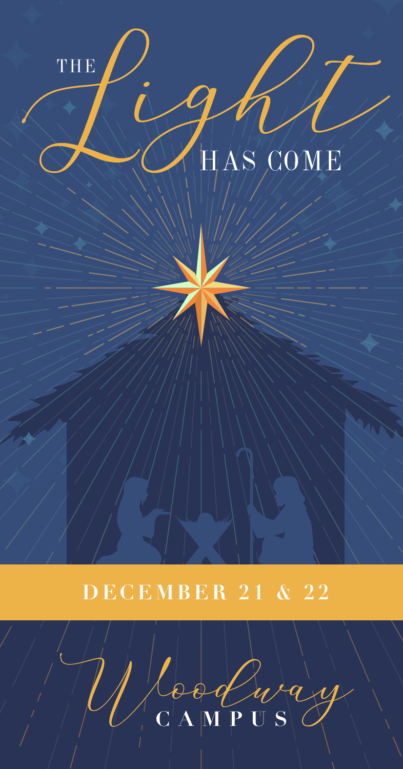# THE *Light* HAS COME

**DECEMBER 21 & 22**

*Woodway* **CAMPUS**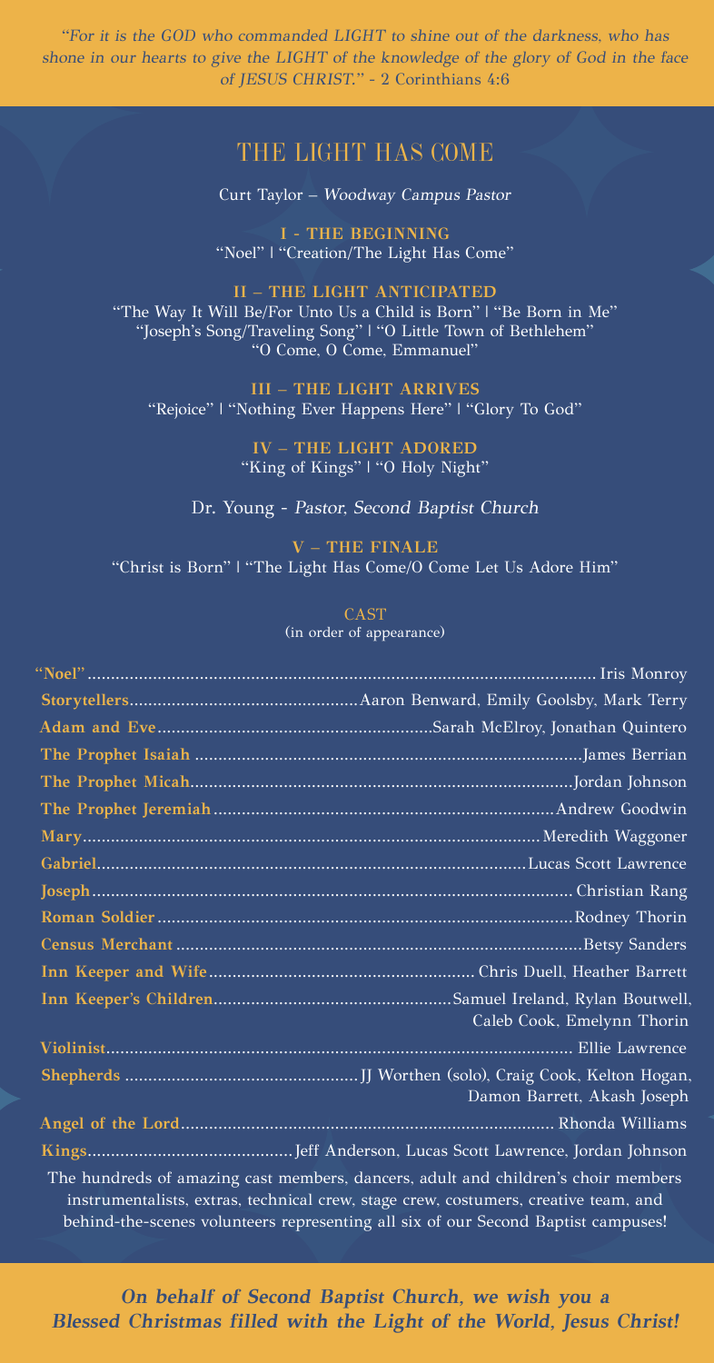*"For it is the GOD who commanded LIGHT to shine out of the darkness, who has shone in our hearts to give the LIGHT of the knowledge of the glory of God in the face of JESUS CHRIST." - 2 Corinthians 4:6*

# THE LIGHT HAS COME

Curt Taylor – *Woodway Campus Pastor*

**I - THE BEGINNING**
"Noel" | "Creation/The Light Has Come"

**II – THE LIGHT ANTICIPATED**
"The Way It Will Be/For Unto Us a Child is Born" | "Be Born in Me"
"Joseph's Song/Traveling Song" | "O Little Town of Bethlehem"
"O Come, O Come, Emmanuel"

**III – THE LIGHT ARRIVES**
"Rejoice" | "Nothing Ever Happens Here" | "Glory To God"

**IV – THE LIGHT ADORED**
"King of Kings" | "O Holy Night"

Dr. Young - *Pastor, Second Baptist Church*

**V – THE FINALE**
"Christ is Born" | "The Light Has Come/O Come Let Us Adore Him"

## CAST
(in order of appearance)

| Role | Cast |
|---|---|
| **"Noel"** | Iris Monroy |
| **Storytellers** | Aaron Benward, Emily Goolsby, Mark Terry |
| **Adam and Eve** | Sarah McElroy, Jonathan Quintero |
| **The Prophet Isaiah** | James Berrian |
| **The Prophet Micah** | Jordan Johnson |
| **The Prophet Jeremiah** | Andrew Goodwin |
| **Mary** | Meredith Waggoner |
| **Gabriel** | Lucas Scott Lawrence |
| **Joseph** | Christian Rang |
| **Roman Soldier** | Rodney Thorin |
| **Census Merchant** | Betsy Sanders |
| **Inn Keeper and Wife** | Chris Duell, Heather Barrett |
| **Inn Keeper's Children** | Samuel Ireland, Rylan Boutwell, Caleb Cook, Emelynn Thorin |
| **Violinist** | Ellie Lawrence |
| **Shepherds** | JJ Worthen (solo), Craig Cook, Kelton Hogan, Damon Barrett, Akash Joseph |
| **Angel of the Lord** | Rhonda Williams |
| **Kings** | Jeff Anderson, Lucas Scott Lawrence, Jordan Johnson |

The hundreds of amazing cast members, dancers, adult and children's choir members instrumentalists, extras, technical crew, stage crew, costumers, creative team, and behind-the-scenes volunteers representing all six of our Second Baptist campuses!

***On behalf of Second Baptist Church, we wish you a Blessed Christmas filled with the Light of the World, Jesus Christ!***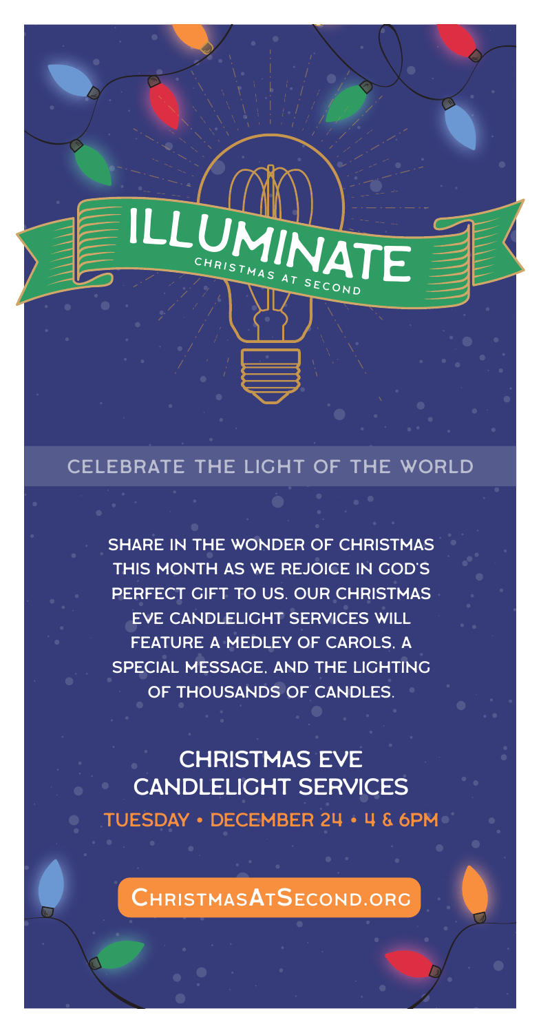# ILLUMINATE

CHRISTMAS AT SECOND

## CELEBRATE THE LIGHT OF THE WORLD

SHARE IN THE WONDER OF CHRISTMAS THIS MONTH AS WE REJOICE IN GOD'S PERFECT GIFT TO US. OUR CHRISTMAS EVE CANDLELIGHT SERVICES WILL FEATURE A MEDLEY OF CAROLS, A SPECIAL MESSAGE, AND THE LIGHTING OF THOUSANDS OF CANDLES.

## CHRISTMAS EVE CANDLELIGHT SERVICES

**TUESDAY • DECEMBER 24 • 4 & 6PM**

ChristmasAtSecond.org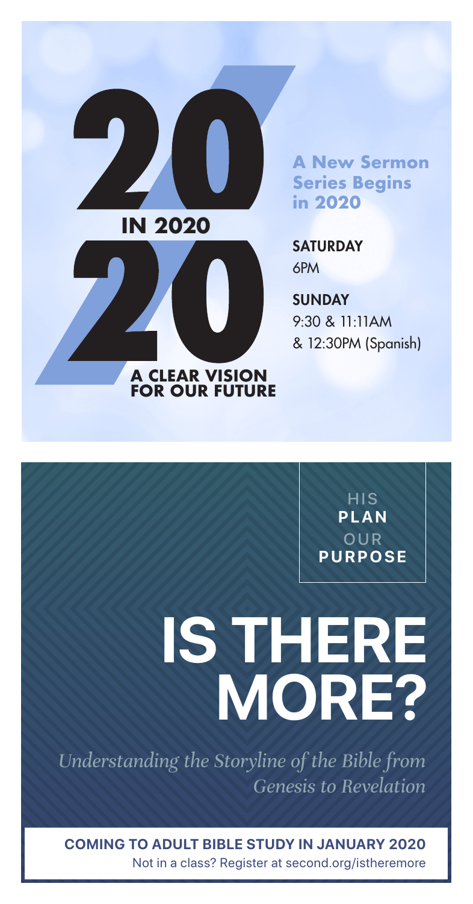# 20/20 IN 2020

**A CLEAR VISION FOR OUR FUTURE**

**A New Sermon Series Begins in 2020**

**SATURDAY**
6PM

**SUNDAY**
9:30 & 11:11AM
& 12:30PM (Spanish)

HIS **PLAN**
OUR **PURPOSE**

# IS THERE MORE?

*Understanding the Storyline of the Bible from Genesis to Revelation*

**COMING TO ADULT BIBLE STUDY IN JANUARY 2020**
Not in a class? Register at second.org/istheremore